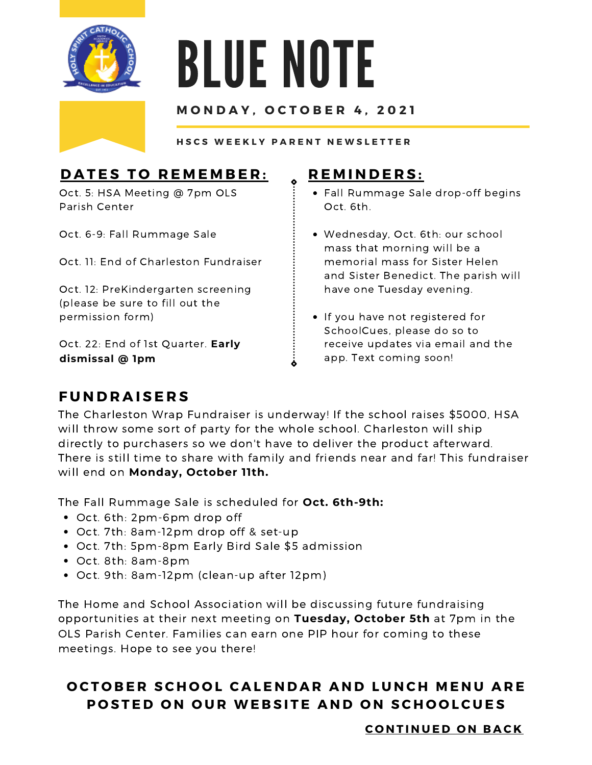# BLUE NOTE

**MONDAY, OCTOBER 4, 2021**

**HSCS WEEKLY PARENT NEWSLETTER**

## DATES TO REMEMBER:

Oct. 5: HSA Meeting @ 7pm OLS Parish Center

Oct. 6-9: Fall Rummage Sale

Oct. 11: End of Charleston Fundraiser

Oct. 12: PreKindergarten screening (please be sure to fill out the permission form)

Oct. 22: End of 1st Quarter. **Early dismissal @ 1pm**

## REMINDERS:

- Fall Rummage Sale drop-off begins Oct. 6th.
- Wednesday, Oct. 6th: our school mass that morning will be a memorial mass for Sister Helen and Sister Benedict. The parish will have one Tuesday evening.
- If you have not registered for SchoolCues, please do so to receive updates via email and the app. Text coming soon!

## FUNDRAISERS

The Charleston Wrap Fundraiser is underway! If the school raises $5000, HSA will throw some sort of party for the whole school. Charleston will ship directly to purchasers so we don't have to deliver the product afterward. There is still time to share with family and friends near and far! This fundraiser will end on **Monday, October 11th.**

The Fall Rummage Sale is scheduled for **Oct. 6th-9th:**

- Oct. 6th: 2pm-6pm drop off
- Oct. 7th: 8am-12pm drop off & set-up
- Oct. 7th: 5pm-8pm Early Bird Sale $5 admission
- Oct. 8th: 8am-8pm
- Oct. 9th: 8am-12pm (clean-up after 12pm)

The Home and School Association will be discussing future fundraising opportunities at their next meeting on **Tuesday, October 5th** at 7pm in the OLS Parish Center. Families can earn one PIP hour for coming to these meetings. Hope to see you there!

**OCTOBER SCHOOL CALENDAR AND LUNCH MENU ARE POSTED ON OUR WEBSITE AND ON SCHOOLCUES**

**CONTINUED ON BACK**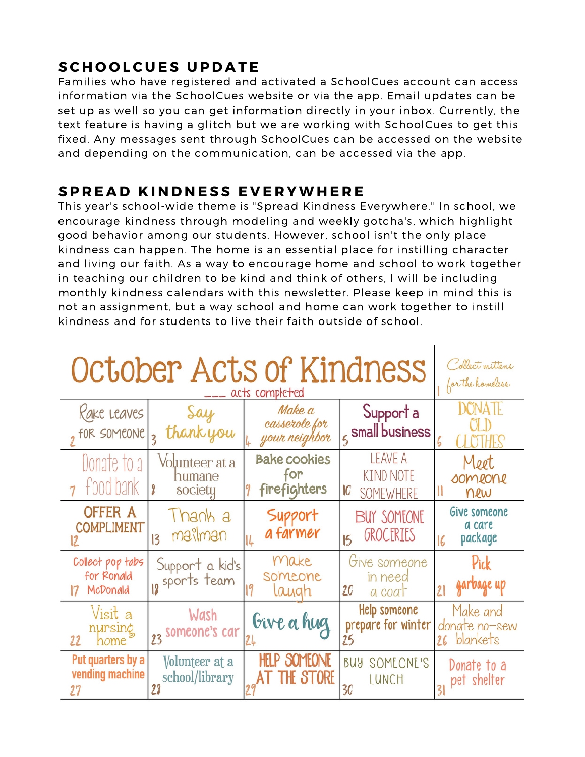## SCHOOLCUES UPDATE

Families who have registered and activated a SchoolCues account can access information via the SchoolCues website or via the app. Email updates can be set up as well so you can get information directly in your inbox. Currently, the text feature is having a glitch but we are working with SchoolCues to get this fixed. Any messages sent through SchoolCues can be accessed on the website and depending on the communication, can be accessed via the app.

## SPREAD KINDNESS EVERYWHERE

This year's school-wide theme is "Spread Kindness Everywhere." In school, we encourage kindness through modeling and weekly gotcha's, which highlight good behavior among our students. However, school isn't the only place kindness can happen. The home is an essential place for instilling character and living our faith. As a way to encourage home and school to work together in teaching our children to be kind and think of others, I will be including monthly kindness calendars with this newsletter. Please keep in mind this is not an assignment, but a way school and home can work together to instill kindness and for students to live their faith outside of school.

### October Acts of Kindness

___ acts completed

| | | | | |
|---|---|---|---|---|
| | | | | 1 Collect mittens for the homeless |
| 2 Rake leaves for someone | 3 Say thank you | 4 Make a casserole for your neighbor | 5 Support a small business | 6 Donate old clothes |
| 7 Donate to a food bank | 8 Volunteer at a humane society | 9 Bake cookies for firefighters | 10 Leave a kind note somewhere | 11 Meet someone new |
| 12 Offer a compliment | 13 Thank a mailman | 14 Support a farmer | 15 Buy someone groceries | 16 Give someone a care package |
| 17 Collect pop tabs for Ronald McDonald | 18 Support a kid's sports team | 19 Make someone laugh | 20 Give someone in need a coat | 21 Pick garbage up |
| 22 Visit a nursing home | 23 Wash someone's car | 24 Give a hug | 25 Help someone prepare for winter | 26 Make and donate no-sew blankets |
| 27 Put quarters by a vending machine | 28 Volunteer at a school/library | 29 Help someone at the store | 30 Buy someone's lunch | 31 Donate to a pet shelter |